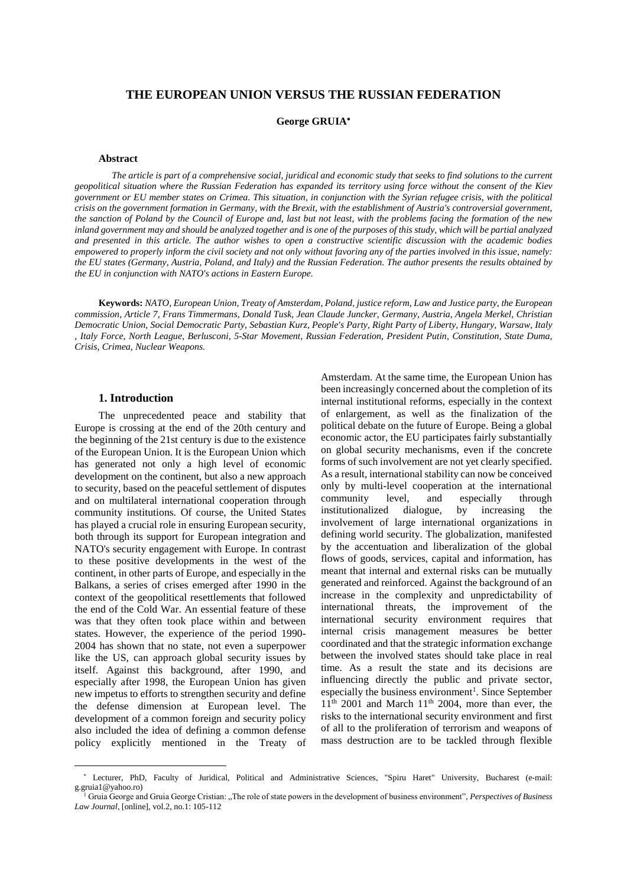# THE EUROPEAN UNION VERSUS THE RUSSIAN FEDERATION

**George GRUIA***

### Abstract

*The article is part of a comprehensive social, juridical and economic study that seeks to find solutions to the current geopolitical situation where the Russian Federation has expanded its territory using force without the consent of the Kiev government or EU member states on Crimea. This situation, in conjunction with the Syrian refugee crisis, with the political crisis on the government formation in Germany, with the Brexit, with the establishment of Austria's controversial government, the sanction of Poland by the Council of Europe and, last but not least, with the problems facing the formation of the new inland government may and should be analyzed together and is one of the purposes of this study, which will be partial analyzed and presented in this article. The author wishes to open a constructive scientific discussion with the academic bodies empowered to properly inform the civil society and not only without favoring any of the parties involved in this issue, namely: the EU states (Germany, Austria, Poland, and Italy) and the Russian Federation. The author presents the results obtained by the EU in conjunction with NATO's actions in Eastern Europe.*

**Keywords:** *NATO, European Union, Treaty of Amsterdam, Poland, justice reform, Law and Justice party, the European commission, Article 7, Frans Timmermans, Donald Tusk, Jean Claude Juncker, Germany, Austria, Angela Merkel, Christian Democratic Union, Social Democratic Party, Sebastian Kurz, People's Party, Right Party of Liberty, Hungary, Warsaw, Italy , Italy Force, North League, Berlusconi, 5-Star Movement, Russian Federation, President Putin, Constitution, State Duma, Crisis, Crimea, Nuclear Weapons.*

## 1. Introduction

The unprecedented peace and stability that Europe is crossing at the end of the 20th century and the beginning of the 21st century is due to the existence of the European Union. It is the European Union which has generated not only a high level of economic development on the continent, but also a new approach to security, based on the peaceful settlement of disputes and on multilateral international cooperation through community institutions. Of course, the United States has played a crucial role in ensuring European security, both through its support for European integration and NATO's security engagement with Europe. In contrast to these positive developments in the west of the continent, in other parts of Europe, and especially in the Balkans, a series of crises emerged after 1990 in the context of the geopolitical resettlements that followed the end of the Cold War. An essential feature of these was that they often took place within and between states. However, the experience of the period 1990-2004 has shown that no state, not even a superpower like the US, can approach global security issues by itself. Against this background, after 1990, and especially after 1998, the European Union has given new impetus to efforts to strengthen security and define the defense dimension at European level. The development of a common foreign and security policy also included the idea of defining a common defense policy explicitly mentioned in the Treaty of Amsterdam. At the same time, the European Union has been increasingly concerned about the completion of its internal institutional reforms, especially in the context of enlargement, as well as the finalization of the political debate on the future of Europe. Being a global economic actor, the EU participates fairly substantially on global security mechanisms, even if the concrete forms of such involvement are not yet clearly specified. As a result, international stability can now be conceived only by multi-level cooperation at the international community level, and especially through institutionalized dialogue, by increasing the involvement of large international organizations in defining world security. The globalization, manifested by the accentuation and liberalization of the global flows of goods, services, capital and information, has meant that internal and external risks can be mutually generated and reinforced. Against the background of an increase in the complexity and unpredictability of international threats, the improvement of the international security environment requires that internal crisis management measures be better coordinated and that the strategic information exchange between the involved states should take place in real time. As a result the state and its decisions are influencing directly the public and private sector, especially the business environment[1]. Since September 11th 2001 and March 11th 2004, more than ever, the risks to the international security environment and first of all to the proliferation of terrorism and weapons of mass destruction are to be tackled through flexible

---

* Lecturer, PhD, Faculty of Juridical, Political and Administrative Sciences, "Spiru Haret" University, Bucharest (e-mail: g.gruia1@yahoo.ro)

[1] Gruia George and Gruia George Cristian: „The role of state powers in the development of business environment", *Perspectives of Business Law Journal*, [online], vol.2, no.1: 105-112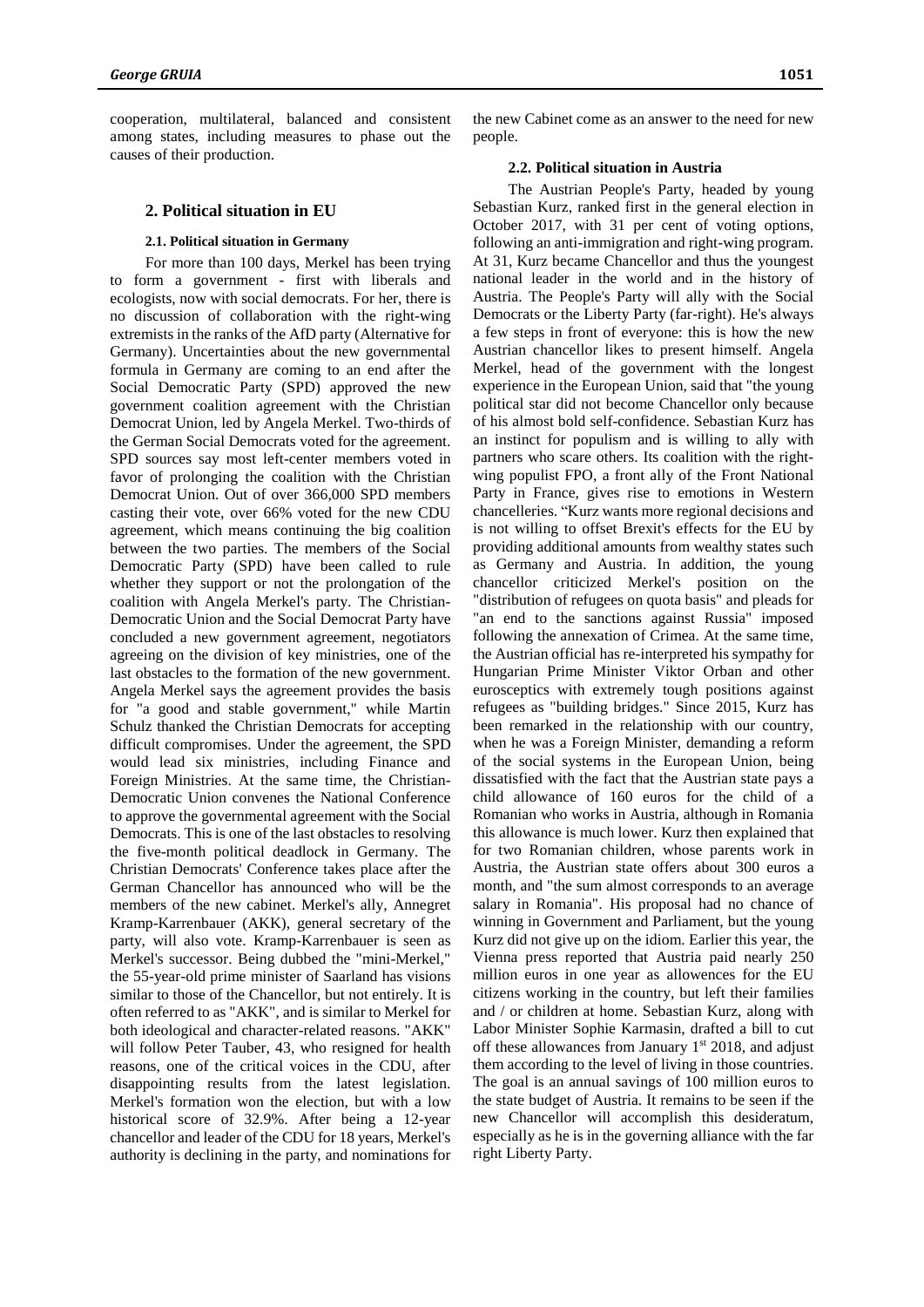cooperation, multilateral, balanced and consistent among states, including measures to phase out the causes of their production.

## 2. Political situation in EU

### 2.1. Political situation in Germany

For more than 100 days, Merkel has been trying to form a government - first with liberals and ecologists, now with social democrats. For her, there is no discussion of collaboration with the right-wing extremists in the ranks of the AfD party (Alternative for Germany). Uncertainties about the new governmental formula in Germany are coming to an end after the Social Democratic Party (SPD) approved the new government coalition agreement with the Christian Democrat Union, led by Angela Merkel. Two-thirds of the German Social Democrats voted for the agreement. SPD sources say most left-center members voted in favor of prolonging the coalition with the Christian Democrat Union. Out of over 366,000 SPD members casting their vote, over 66% voted for the new CDU agreement, which means continuing the big coalition between the two parties. The members of the Social Democratic Party (SPD) have been called to rule whether they support or not the prolongation of the coalition with Angela Merkel's party. The Christian-Democratic Union and the Social Democrat Party have concluded a new government agreement, negotiators agreeing on the division of key ministries, one of the last obstacles to the formation of the new government. Angela Merkel says the agreement provides the basis for "a good and stable government," while Martin Schulz thanked the Christian Democrats for accepting difficult compromises. Under the agreement, the SPD would lead six ministries, including Finance and Foreign Ministries. At the same time, the Christian-Democratic Union convenes the National Conference to approve the governmental agreement with the Social Democrats. This is one of the last obstacles to resolving the five-month political deadlock in Germany. The Christian Democrats' Conference takes place after the German Chancellor has announced who will be the members of the new cabinet. Merkel's ally, Annegret Kramp-Karrenbauer (AKK), general secretary of the party, will also vote. Kramp-Karrenbauer is seen as Merkel's successor. Being dubbed the "mini-Merkel," the 55-year-old prime minister of Saarland has visions similar to those of the Chancellor, but not entirely. It is often referred to as "AKK", and is similar to Merkel for both ideological and character-related reasons. "AKK" will follow Peter Tauber, 43, who resigned for health reasons, one of the critical voices in the CDU, after disappointing results from the latest legislation. Merkel's formation won the election, but with a low historical score of 32.9%. After being a 12-year chancellor and leader of the CDU for 18 years, Merkel's authority is declining in the party, and nominations for the new Cabinet come as an answer to the need for new people.

### 2.2. Political situation in Austria

The Austrian People's Party, headed by young Sebastian Kurz, ranked first in the general election in October 2017, with 31 per cent of voting options, following an anti-immigration and right-wing program. At 31, Kurz became Chancellor and thus the youngest national leader in the world and in the history of Austria. The People's Party will ally with the Social Democrats or the Liberty Party (far-right). He's always a few steps in front of everyone: this is how the new Austrian chancellor likes to present himself. Angela Merkel, head of the government with the longest experience in the European Union, said that "the young political star did not become Chancellor only because of his almost bold self-confidence. Sebastian Kurz has an instinct for populism and is willing to ally with partners who scare others. Its coalition with the right-wing populist FPO, a front ally of the Front National Party in France, gives rise to emotions in Western chancelleries. "Kurz wants more regional decisions and is not willing to offset Brexit's effects for the EU by providing additional amounts from wealthy states such as Germany and Austria. In addition, the young chancellor criticized Merkel's position on the "distribution of refugees on quota basis" and pleads for "an end to the sanctions against Russia" imposed following the annexation of Crimea. At the same time, the Austrian official has re-interpreted his sympathy for Hungarian Prime Minister Viktor Orban and other eurosceptics with extremely tough positions against refugees as "building bridges." Since 2015, Kurz has been remarked in the relationship with our country, when he was a Foreign Minister, demanding a reform of the social systems in the European Union, being dissatisfied with the fact that the Austrian state pays a child allowance of 160 euros for the child of a Romanian who works in Austria, although in Romania this allowance is much lower. Kurz then explained that for two Romanian children, whose parents work in Austria, the Austrian state offers about 300 euros a month, and "the sum almost corresponds to an average salary in Romania". His proposal had no chance of winning in Government and Parliament, but the young Kurz did not give up on the idiom. Earlier this year, the Vienna press reported that Austria paid nearly 250 million euros in one year as allowences for the EU citizens working in the country, but left their families and / or children at home. Sebastian Kurz, along with Labor Minister Sophie Karmasin, drafted a bill to cut off these allowances from January 1st 2018, and adjust them according to the level of living in those countries. The goal is an annual savings of 100 million euros to the state budget of Austria. It remains to be seen if the new Chancellor will accomplish this desideratum, especially as he is in the governing alliance with the far right Liberty Party.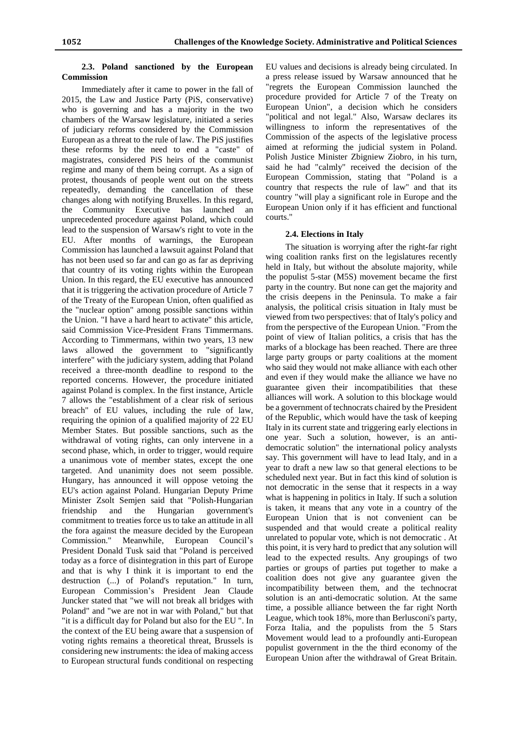### 2.3. Poland sanctioned by the European Commission

Immediately after it came to power in the fall of 2015, the Law and Justice Party (PiS, conservative) who is governing and has a majority in the two chambers of the Warsaw legislature, initiated a series of judiciary reforms considered by the Commission European as a threat to the rule of law. The PiS justifies these reforms by the need to end a "caste" of magistrates, considered PiS heirs of the communist regime and many of them being corrupt. As a sign of protest, thousands of people went out on the streets repeatedly, demanding the cancellation of these changes along with notifying Bruxelles. In this regard, the Community Executive has launched an unprecedented procedure against Poland, which could lead to the suspension of Warsaw's right to vote in the EU. After months of warnings, the European Commission has launched a lawsuit against Poland that has not been used so far and can go as far as depriving that country of its voting rights within the European Union. In this regard, the EU executive has announced that it is triggering the activation procedure of Article 7 of the Treaty of the European Union, often qualified as the "nuclear option" among possible sanctions within the Union. "I have a hard heart to activate" this article, said Commission Vice-President Frans Timmermans. According to Timmermans, within two years, 13 new laws allowed the government to "significantly interfere" with the judiciary system, adding that Poland received a three-month deadline to respond to the reported concerns. However, the procedure initiated against Poland is complex. In the first instance, Article 7 allows the "establishment of a clear risk of serious breach" of EU values, including the rule of law, requiring the opinion of a qualified majority of 22 EU Member States. But possible sanctions, such as the withdrawal of voting rights, can only intervene in a second phase, which, in order to trigger, would require a unanimous vote of member states, except the one targeted. And unanimity does not seem possible. Hungary, has announced it will oppose vetoing the EU's action against Poland. Hungarian Deputy Prime Minister Zsolt Semjen said that "Polish-Hungarian friendship and the Hungarian government's commitment to treaties force us to take an attitude in all the fora against the measure decided by the European Commission." Meanwhile, European Council's President Donald Tusk said that "Poland is perceived today as a force of disintegration in this part of Europe and that is why I think it is important to end the destruction (...) of Poland's reputation." In turn, European Commission's President Jean Claude Juncker stated that "we will not break all bridges with Poland" and "we are not in war with Poland," but that "it is a difficult day for Poland but also for the EU ". In the context of the EU being aware that a suspension of voting rights remains a theoretical threat, Brussels is considering new instruments: the idea of making access to European structural funds conditional on respecting EU values and decisions is already being circulated. In a press release issued by Warsaw announced that he "regrets the European Commission launched the procedure provided for Article 7 of the Treaty on European Union", a decision which he considers "political and not legal." Also, Warsaw declares its willingness to inform the representatives of the Commission of the aspects of the legislative process aimed at reforming the judicial system in Poland. Polish Justice Minister Zbigniew Ziobro, in his turn, said he had "calmly" received the decision of the European Commission, stating that "Poland is a country that respects the rule of law" and that its country "will play a significant role in Europe and the European Union only if it has efficient and functional courts."

### 2.4. Elections in Italy

The situation is worrying after the right-far right wing coalition ranks first on the legislatures recently held in Italy, but without the absolute majority, while the populist 5-star (M5S) movement became the first party in the country. But none can get the majority and the crisis deepens in the Peninsula. To make a fair analysis, the political crisis situation in Italy must be viewed from two perspectives: that of Italy's policy and from the perspective of the European Union. "From the point of view of Italian politics, a crisis that has the marks of a blockage has been reached. There are three large party groups or party coalitions at the moment who said they would not make alliance with each other and even if they would make the alliance we have no guarantee given their incompatibilities that these alliances will work. A solution to this blockage would be a government of technocrats chaired by the President of the Republic, which would have the task of keeping Italy in its current state and triggering early elections in one year. Such a solution, however, is an anti-democratic solution" the international policy analysts say. This government will have to lead Italy, and in a year to draft a new law so that general elections to be scheduled next year. But in fact this kind of solution is not democratic in the sense that it respects in a way what is happening in politics in Italy. If such a solution is taken, it means that any vote in a country of the European Union that is not convenient can be suspended and that would create a political reality unrelated to popular vote, which is not democratic . At this point, it is very hard to predict that any solution will lead to the expected results. Any groupings of two parties or groups of parties put together to make a coalition does not give any guarantee given the incompatibility between them, and the technocrat solution is an anti-democratic solution. At the same time, a possible alliance between the far right North League, which took 18%, more than Berlusconi's party, Forza Italia, and the populists from the 5 Stars Movement would lead to a profoundly anti-European populist government in the the third economy of the European Union after the withdrawal of Great Britain.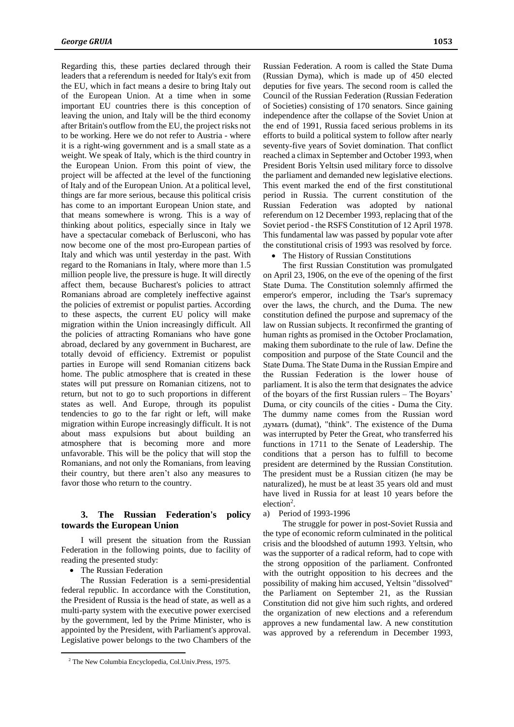Regarding this, these parties declared through their leaders that a referendum is needed for Italy's exit from the EU, which in fact means a desire to bring Italy out of the European Union. At a time when in some important EU countries there is this conception of leaving the union, and Italy will be the third economy after Britain's outflow from the EU, the project risks not to be working. Here we do not refer to Austria - where it is a right-wing government and is a small state as a weight. We speak of Italy, which is the third country in the European Union. From this point of view, the project will be affected at the level of the functioning of Italy and of the European Union. At a political level, things are far more serious, because this political crisis has come to an important European Union state, and that means somewhere is wrong. This is a way of thinking about politics, especially since in Italy we have a spectacular comeback of Berlusconi, who has now become one of the most pro-European parties of Italy and which was until yesterday in the past. With regard to the Romanians in Italy, where more than 1.5 million people live, the pressure is huge. It will directly affect them, because Bucharest's policies to attract Romanians abroad are completely ineffective against the policies of extremist or populist parties. According to these aspects, the current EU policy will make migration within the Union increasingly difficult. All the policies of attracting Romanians who have gone abroad, declared by any government in Bucharest, are totally devoid of efficiency. Extremist or populist parties in Europe will send Romanian citizens back home. The public atmosphere that is created in these states will put pressure on Romanian citizens, not to return, but not to go to such proportions in different states as well. And Europe, through its populist tendencies to go to the far right or left, will make migration within Europe increasingly difficult. It is not about mass expulsions but about building an atmosphere that is becoming more and more unfavorable. This will be the policy that will stop the Romanians, and not only the Romanians, from leaving their country, but there aren't also any measures to favor those who return to the country.

## 3. The Russian Federation's policy towards the European Union

I will present the situation from the Russian Federation in the following points, due to facility of reading the presented study:

- The Russian Federation

The Russian Federation is a semi-presidential federal republic. In accordance with the Constitution, the President of Russia is the head of state, as well as a multi-party system with the executive power exercised by the government, led by the Prime Minister, who is appointed by the President, with Parliament's approval. Legislative power belongs to the two Chambers of the Russian Federation. A room is called the State Duma (Russian Dyma), which is made up of 450 elected deputies for five years. The second room is called the Council of the Russian Federation (Russian Federation of Societies) consisting of 170 senators. Since gaining independence after the collapse of the Soviet Union at the end of 1991, Russia faced serious problems in its efforts to build a political system to follow after nearly seventy-five years of Soviet domination. That conflict reached a climax in September and October 1993, when President Boris Yeltsin used military force to dissolve the parliament and demanded new legislative elections. This event marked the end of the first constitutional period in Russia. The current constitution of the Russian Federation was adopted by national referendum on 12 December 1993, replacing that of the Soviet period - the RSFS Constitution of 12 April 1978. This fundamental law was passed by popular vote after the constitutional crisis of 1993 was resolved by force.

- The History of Russian Constitutions

The first Russian Constitution was promulgated on April 23, 1906, on the eve of the opening of the first State Duma. The Constitution solemnly affirmed the emperor's emperor, including the Tsar's supremacy over the laws, the church, and the Duma. The new constitution defined the purpose and supremacy of the law on Russian subjects. It reconfirmed the granting of human rights as promised in the October Proclamation, making them subordinate to the rule of law. Define the composition and purpose of the State Council and the State Duma. The State Duma in the Russian Empire and the Russian Federation is the lower house of parliament. It is also the term that designates the advice of the boyars of the first Russian rulers – The Boyars' Duma, or city councils of the cities - Duma the City. The dummy name comes from the Russian word думать (dumat), "think". The existence of the Duma was interrupted by Peter the Great, who transferred his functions in 1711 to the Senate of Leadership. The conditions that a person has to fulfill to become president are determined by the Russian Constitution. The president must be a Russian citizen (he may be naturalized), he must be at least 35 years old and must have lived in Russia for at least 10 years before the election[2].

a) Period of 1993-1996

The struggle for power in post-Soviet Russia and the type of economic reform culminated in the political crisis and the bloodshed of autumn 1993. Yeltsin, who was the supporter of a radical reform, had to cope with the strong opposition of the parliament. Confronted with the outright opposition to his decrees and the possibility of making him accused, Yeltsin "dissolved" the Parliament on September 21, as the Russian Constitution did not give him such rights, and ordered the organization of new elections and a referendum approves a new fundamental law. A new constitution was approved by a referendum in December 1993,

[2] The New Columbia Encyclopedia, Col.Univ.Press, 1975.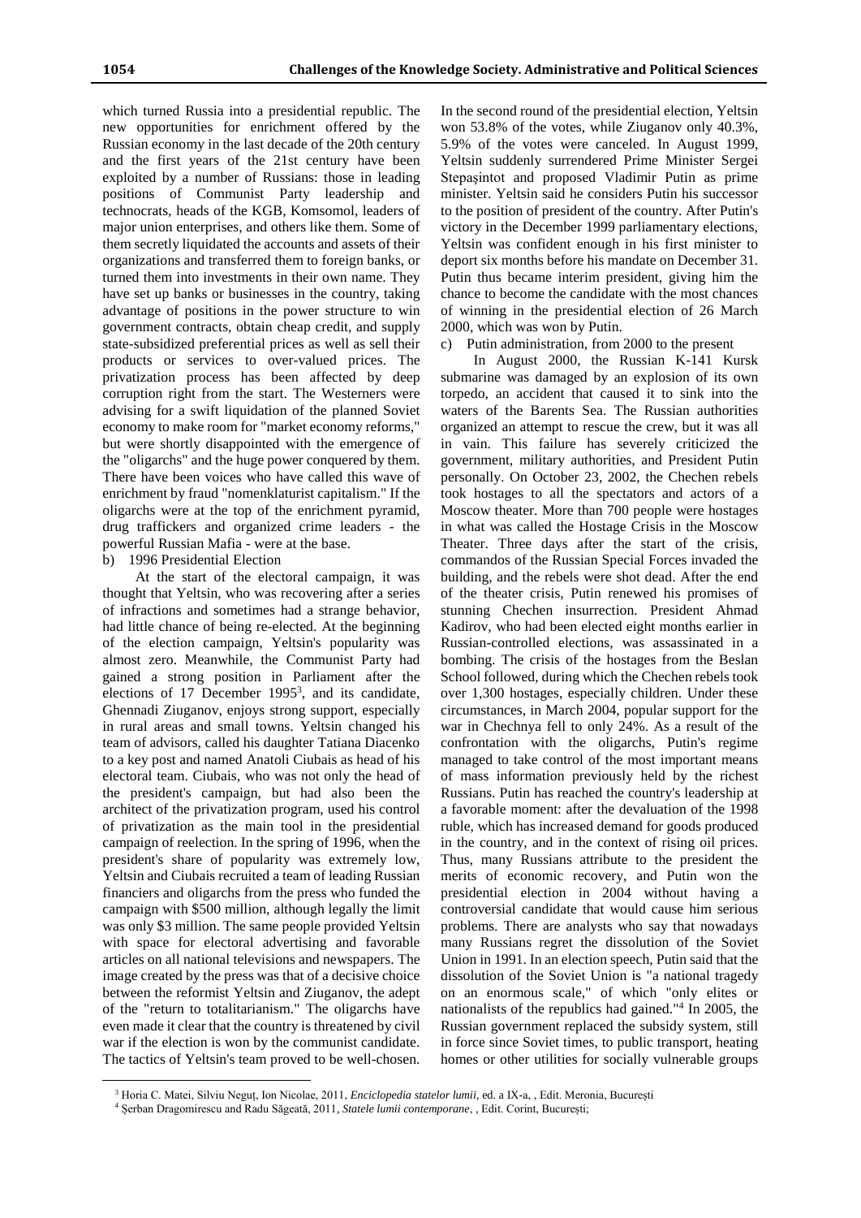which turned Russia into a presidential republic. The new opportunities for enrichment offered by the Russian economy in the last decade of the 20th century and the first years of the 21st century have been exploited by a number of Russians: those in leading positions of Communist Party leadership and technocrats, heads of the KGB, Komsomol, leaders of major union enterprises, and others like them. Some of them secretly liquidated the accounts and assets of their organizations and transferred them to foreign banks, or turned them into investments in their own name. They have set up banks or businesses in the country, taking advantage of positions in the power structure to win government contracts, obtain cheap credit, and supply state-subsidized preferential prices as well as sell their products or services to over-valued prices. The privatization process has been affected by deep corruption right from the start. The Westerners were advising for a swift liquidation of the planned Soviet economy to make room for "market economy reforms," but were shortly disappointed with the emergence of the "oligarchs" and the huge power conquered by them. There have been voices who have called this wave of enrichment by fraud "nomenklaturist capitalism." If the oligarchs were at the top of the enrichment pyramid, drug traffickers and organized crime leaders - the powerful Russian Mafia - were at the base.

b) 1996 Presidential Election

At the start of the electoral campaign, it was thought that Yeltsin, who was recovering after a series of infractions and sometimes had a strange behavior, had little chance of being re-elected. At the beginning of the election campaign, Yeltsin's popularity was almost zero. Meanwhile, the Communist Party had gained a strong position in Parliament after the elections of 17 December 1995[3], and its candidate, Ghennadi Ziuganov, enjoys strong support, especially in rural areas and small towns. Yeltsin changed his team of advisors, called his daughter Tatiana Diacenko to a key post and named Anatoli Ciubais as head of his electoral team. Ciubais, who was not only the head of the president's campaign, but had also been the architect of the privatization program, used his control of privatization as the main tool in the presidential campaign of reelection. In the spring of 1996, when the president's share of popularity was extremely low, Yeltsin and Ciubais recruited a team of leading Russian financiers and oligarchs from the press who funded the campaign with $500 million, although legally the limit was only $3 million. The same people provided Yeltsin with space for electoral advertising and favorable articles on all national televisions and newspapers. The image created by the press was that of a decisive choice between the reformist Yeltsin and Ziuganov, the adept of the "return to totalitarianism." The oligarchs have even made it clear that the country is threatened by civil war if the election is won by the communist candidate. The tactics of Yeltsin's team proved to be well-chosen. In the second round of the presidential election, Yeltsin won 53.8% of the votes, while Ziuganov only 40.3%, 5.9% of the votes were canceled. In August 1999, Yeltsin suddenly surrendered Prime Minister Sergei Stepaşintot and proposed Vladimir Putin as prime minister. Yeltsin said he considers Putin his successor to the position of president of the country. After Putin's victory in the December 1999 parliamentary elections, Yeltsin was confident enough in his first minister to deport six months before his mandate on December 31. Putin thus became interim president, giving him the chance to become the candidate with the most chances of winning in the presidential election of 26 March 2000, which was won by Putin.

c) Putin administration, from 2000 to the present

In August 2000, the Russian K-141 Kursk submarine was damaged by an explosion of its own torpedo, an accident that caused it to sink into the waters of the Barents Sea. The Russian authorities organized an attempt to rescue the crew, but it was all in vain. This failure has severely criticized the government, military authorities, and President Putin personally. On October 23, 2002, the Chechen rebels took hostages to all the spectators and actors of a Moscow theater. More than 700 people were hostages in what was called the Hostage Crisis in the Moscow Theater. Three days after the start of the crisis, commandos of the Russian Special Forces invaded the building, and the rebels were shot dead. After the end of the theater crisis, Putin renewed his promises of stunning Chechen insurrection. President Ahmad Kadirov, who had been elected eight months earlier in Russian-controlled elections, was assassinated in a bombing. The crisis of the hostages from the Beslan School followed, during which the Chechen rebels took over 1,300 hostages, especially children. Under these circumstances, in March 2004, popular support for the war in Chechnya fell to only 24%. As a result of the confrontation with the oligarchs, Putin's regime managed to take control of the most important means of mass information previously held by the richest Russians. Putin has reached the country's leadership at a favorable moment: after the devaluation of the 1998 ruble, which has increased demand for goods produced in the country, and in the context of rising oil prices. Thus, many Russians attribute to the president the merits of economic recovery, and Putin won the presidential election in 2004 without having a controversial candidate that would cause him serious problems. There are analysts who say that nowadays many Russians regret the dissolution of the Soviet Union in 1991. In an election speech, Putin said that the dissolution of the Soviet Union is "a national tragedy on an enormous scale," of which "only elites or nationalists of the republics had gained."[4] In 2005, the Russian government replaced the subsidy system, still in force since Soviet times, to public transport, heating homes or other utilities for socially vulnerable groups

---

[3] Horia C. Matei, Silviu Neguț, Ion Nicolae, 2011, *Enciclopedia statelor lumii*, ed. a IX-a, , Edit. Meronia, București

[4] Șerban Dragomirescu and Radu Săgeată, 2011, *Statele lumii contemporane*, , Edit. Corint, București;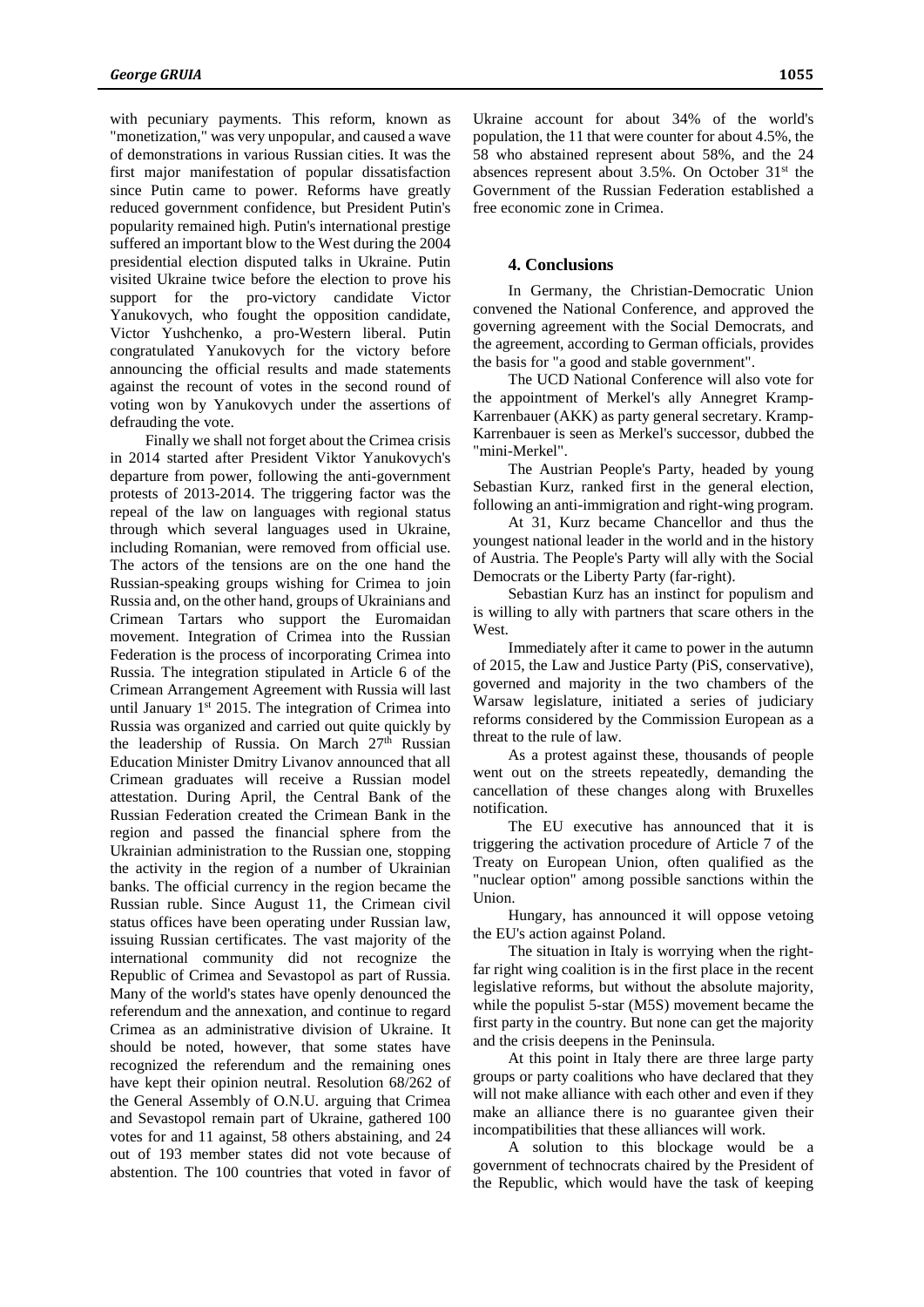with pecuniary payments. This reform, known as "monetization," was very unpopular, and caused a wave of demonstrations in various Russian cities. It was the first major manifestation of popular dissatisfaction since Putin came to power. Reforms have greatly reduced government confidence, but President Putin's popularity remained high. Putin's international prestige suffered an important blow to the West during the 2004 presidential election disputed talks in Ukraine. Putin visited Ukraine twice before the election to prove his support for the pro-victory candidate Victor Yanukovych, who fought the opposition candidate, Victor Yushchenko, a pro-Western liberal. Putin congratulated Yanukovych for the victory before announcing the official results and made statements against the recount of votes in the second round of voting won by Yanukovych under the assertions of defrauding the vote.

Finally we shall not forget about the Crimea crisis in 2014 started after President Viktor Yanukovych's departure from power, following the anti-government protests of 2013-2014. The triggering factor was the repeal of the law on languages with regional status through which several languages used in Ukraine, including Romanian, were removed from official use. The actors of the tensions are on the one hand the Russian-speaking groups wishing for Crimea to join Russia and, on the other hand, groups of Ukrainians and Crimean Tartars who support the Euromaidan movement. Integration of Crimea into the Russian Federation is the process of incorporating Crimea into Russia. The integration stipulated in Article 6 of the Crimean Arrangement Agreement with Russia will last until January 1st 2015. The integration of Crimea into Russia was organized and carried out quite quickly by the leadership of Russia. On March 27th Russian Education Minister Dmitry Livanov announced that all Crimean graduates will receive a Russian model attestation. During April, the Central Bank of the Russian Federation created the Crimean Bank in the region and passed the financial sphere from the Ukrainian administration to the Russian one, stopping the activity in the region of a number of Ukrainian banks. The official currency in the region became the Russian ruble. Since August 11, the Crimean civil status offices have been operating under Russian law, issuing Russian certificates. The vast majority of the international community did not recognize the Republic of Crimea and Sevastopol as part of Russia. Many of the world's states have openly denounced the referendum and the annexation, and continue to regard Crimea as an administrative division of Ukraine. It should be noted, however, that some states have recognized the referendum and the remaining ones have kept their opinion neutral. Resolution 68/262 of the General Assembly of O.N.U. arguing that Crimea and Sevastopol remain part of Ukraine, gathered 100 votes for and 11 against, 58 others abstaining, and 24 out of 193 member states did not vote because of abstention. The 100 countries that voted in favor of Ukraine account for about 34% of the world's population, the 11 that were counter for about 4.5%, the 58 who abstained represent about 58%, and the 24 absences represent about 3.5%. On October 31st the Government of the Russian Federation established a free economic zone in Crimea.

## 4. Conclusions

In Germany, the Christian-Democratic Union convened the National Conference, and approved the governing agreement with the Social Democrats, and the agreement, according to German officials, provides the basis for "a good and stable government".

The UCD National Conference will also vote for the appointment of Merkel's ally Annegret Kramp-Karrenbauer (AKK) as party general secretary. Kramp-Karrenbauer is seen as Merkel's successor, dubbed the "mini-Merkel".

The Austrian People's Party, headed by young Sebastian Kurz, ranked first in the general election, following an anti-immigration and right-wing program.

At 31, Kurz became Chancellor and thus the youngest national leader in the world and in the history of Austria. The People's Party will ally with the Social Democrats or the Liberty Party (far-right).

Sebastian Kurz has an instinct for populism and is willing to ally with partners that scare others in the West.

Immediately after it came to power in the autumn of 2015, the Law and Justice Party (PiS, conservative), governed and majority in the two chambers of the Warsaw legislature, initiated a series of judiciary reforms considered by the Commission European as a threat to the rule of law.

As a protest against these, thousands of people went out on the streets repeatedly, demanding the cancellation of these changes along with Bruxelles notification.

The EU executive has announced that it is triggering the activation procedure of Article 7 of the Treaty on European Union, often qualified as the "nuclear option" among possible sanctions within the Union.

Hungary, has announced it will oppose vetoing the EU's action against Poland.

The situation in Italy is worrying when the right-far right wing coalition is in the first place in the recent legislative reforms, but without the absolute majority, while the populist 5-star (M5S) movement became the first party in the country. But none can get the majority and the crisis deepens in the Peninsula.

At this point in Italy there are three large party groups or party coalitions who have declared that they will not make alliance with each other and even if they make an alliance there is no guarantee given their incompatibilities that these alliances will work.

A solution to this blockage would be a government of technocrats chaired by the President of the Republic, which would have the task of keeping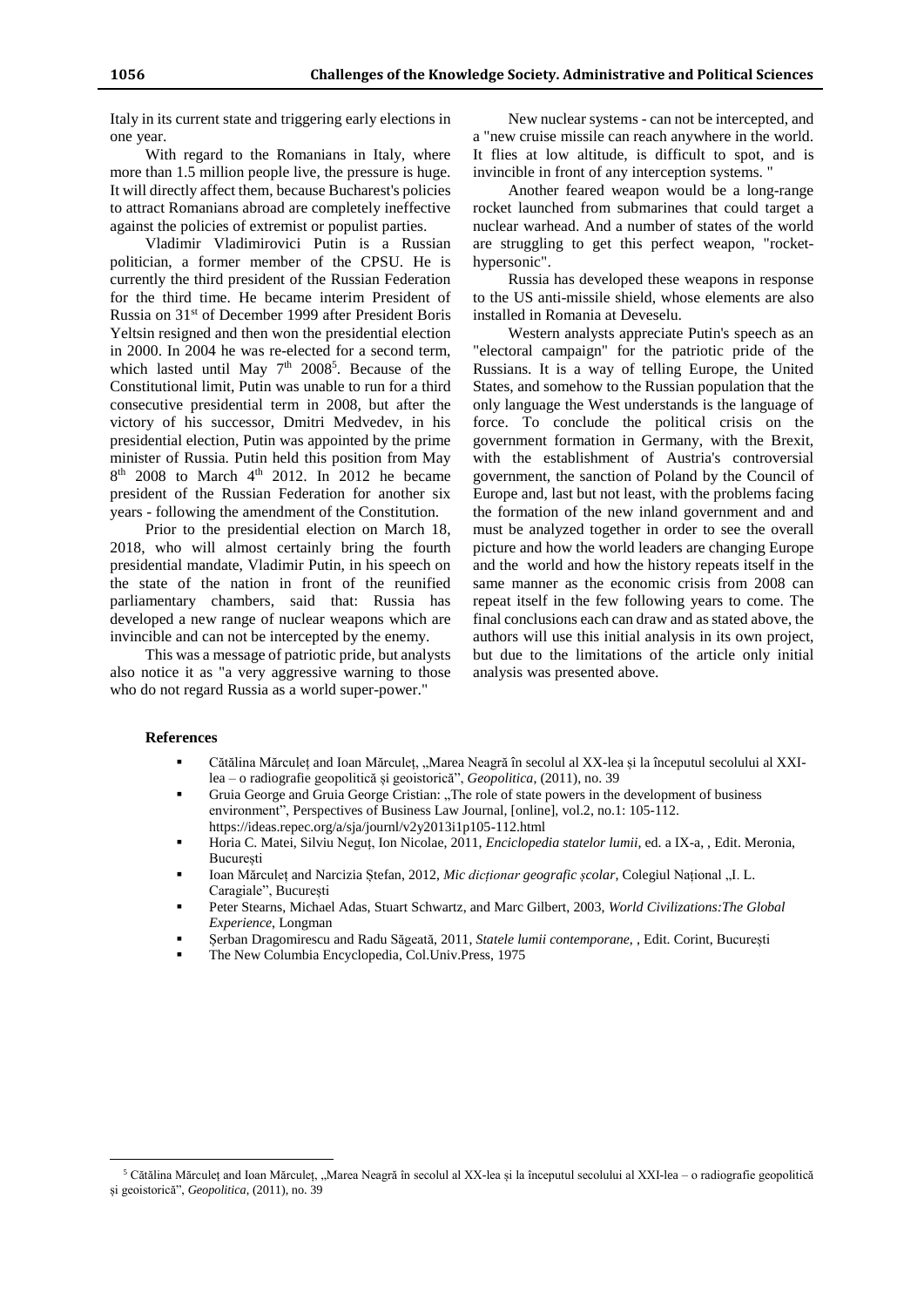Italy in its current state and triggering early elections in one year.

With regard to the Romanians in Italy, where more than 1.5 million people live, the pressure is huge. It will directly affect them, because Bucharest's policies to attract Romanians abroad are completely ineffective against the policies of extremist or populist parties.

Vladimir Vladimirovici Putin is a Russian politician, a former member of the CPSU. He is currently the third president of the Russian Federation for the third time. He became interim President of Russia on 31st of December 1999 after President Boris Yeltsin resigned and then won the presidential election in 2000. In 2004 he was re-elected for a second term, which lasted until May 7th 2008[5]. Because of the Constitutional limit, Putin was unable to run for a third consecutive presidential term in 2008, but after the victory of his successor, Dmitri Medvedev, in his presidential election, Putin was appointed by the prime minister of Russia. Putin held this position from May 8th 2008 to March 4th 2012. In 2012 he became president of the Russian Federation for another six years - following the amendment of the Constitution.

Prior to the presidential election on March 18, 2018, who will almost certainly bring the fourth presidential mandate, Vladimir Putin, in his speech on the state of the nation in front of the reunified parliamentary chambers, said that: Russia has developed a new range of nuclear weapons which are invincible and can not be intercepted by the enemy.

This was a message of patriotic pride, but analysts also notice it as "a very aggressive warning to those who do not regard Russia as a world super-power."

New nuclear systems - can not be intercepted, and a "new cruise missile can reach anywhere in the world. It flies at low altitude, is difficult to spot, and is invincible in front of any interception systems. "

Another feared weapon would be a long-range rocket launched from submarines that could target a nuclear warhead. And a number of states of the world are struggling to get this perfect weapon, "rocket-hypersonic".

Russia has developed these weapons in response to the US anti-missile shield, whose elements are also installed in Romania at Deveselu.

Western analysts appreciate Putin's speech as an "electoral campaign" for the patriotic pride of the Russians. It is a way of telling Europe, the United States, and somehow to the Russian population that the only language the West understands is the language of force. To conclude the political crisis on the government formation in Germany, with the Brexit, with the establishment of Austria's controversial government, the sanction of Poland by the Council of Europe and, last but not least, with the problems facing the formation of the new inland government and and must be analyzed together in order to see the overall picture and how the world leaders are changing Europe and the world and how the history repeats itself in the same manner as the economic crisis from 2008 can repeat itself in the few following years to come. The final conclusions each can draw and as stated above, the authors will use this initial analysis in its own project, but due to the limitations of the article only initial analysis was presented above.

## References

- Cătălina Mărculeț and Ioan Mărculeț, „Marea Neagră în secolul al XX-lea și la începutul secolului al XXI-lea – o radiografie geopolitică și geoistorică", *Geopolitica*, (2011), no. 39
- Gruia George and Gruia George Cristian: „The role of state powers in the development of business environment", Perspectives of Business Law Journal, [online], vol.2, no.1: 105-112. https://ideas.repec.org/a/sja/journl/v2y2013i1p105-112.html
- Horia C. Matei, Silviu Neguț, Ion Nicolae, 2011, *Enciclopedia statelor lumii*, ed. a IX-a, , Edit. Meronia, București
- Ioan Mărculeț and Narcizia Ștefan, 2012, *Mic dicționar geografic școlar*, Colegiul Național „I. L. Caragiale", București
- Peter Stearns, Michael Adas, Stuart Schwartz, and Marc Gilbert, 2003, *World Civilizations:The Global Experience*, Longman
- Șerban Dragomirescu and Radu Săgeată, 2011, *Statele lumii contemporane*, , Edit. Corint, București
- The New Columbia Encyclopedia, Col.Univ.Press, 1975

[5] Cătălina Mărculeț and Ioan Mărculeț, „Marea Neagră în secolul al XX-lea și la începutul secolului al XXI-lea – o radiografie geopolitică și geoistorică", *Geopolitica*, (2011), no. 39